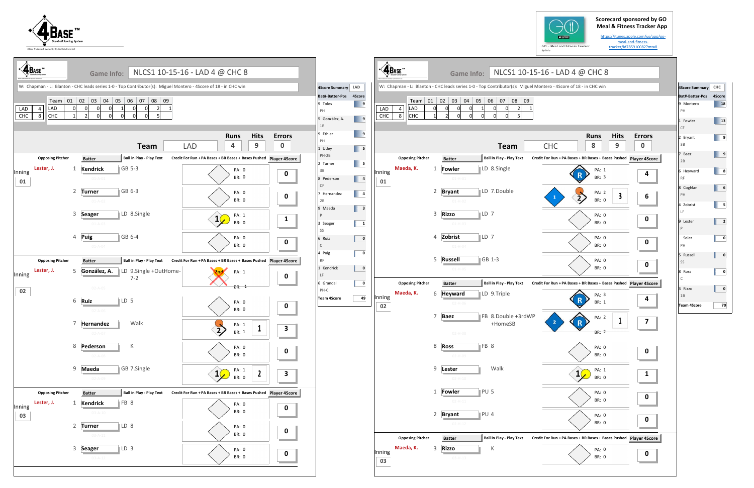4Base™ Baseball Scoring System

4Base Trademark owned by Cycled Solutions LLC

**Scorecard sponsored by GO Meal & Fitness Tracker App**

https://itunes.apple.com/us/app/go-meal-and-fitness-tracker/id785910082?mt=8

---

## LAD Scorecard

**Game Info:** NLCS1 10-15-16 - LAD 4 @ CHC 8

W: Chapman - L: Blanton - CHC leads series 1-0 - Top Contributor(s): Miguel Montero - 4Score of 18 - in CHC win

| Team | | Team | 01 | 02 | 03 | 04 | 05 | 06 | 07 | 08 | 09 |
|---|---|---|---|---|---|---|---|---|---|---|---|
| LAD | 4 | LAD | 0 | 0 | 0 | 0 | 1 | 0 | 0 | 2 | 1 |
| CHC | 8 | CHC | 1 | 2 | 0 | 0 | 0 | 0 | 0 | 5 | |

| Team | Runs | Hits | Errors |
|---|---|---|---|
| LAD | 4 | 9 | 0 |

| Inning | Opposing Pitcher | # | Batter | Ball in Play - Play Text | Credit For Run + PA Bases + BR Bases + Bases Pushed | Player 4Score |
|---|---|---|---|---|---|---|
| 01 | Lester, J. | 1 | Kendrick | GB 5-3 | PA: 0, BR: 0 | 0 |
| | | 2 | Turner | GB 6-3 | PA: 0, BR: 0 | 0 |
| | | 3 | Seager | LD 8.Single | PA: 1, BR: 0 | 1 |
| | | 4 | Puig | GB 6-4 | PA: 0, BR: 0 | 0 |
| 02 | Lester, J. | 5 | González, A. | LD 9.Single +OutHome-7-2 | PA: 1, BR: -1 | 0 |
| | | 6 | Ruiz | LD 5 | PA: 0, BR: 0 | 0 |
| | | 7 | Hernandez | Walk | PA: 1, BR: 1, 1 | 3 |
| | | 8 | Pederson | K | PA: 0, BR: 0 | 0 |
| | | 9 | Maeda | GB 7.Single | PA: 1, BR: 0, 2 | 3 |
| 03 | Lester, J. | 1 | Kendrick | FB 8 | PA: 0, BR: 0 | 0 |
| | | 2 | Turner | LD 8 | PA: 0, BR: 0 | 0 |
| | | 3 | Seager | LD 3 | PA: 0, BR: 0 | 0 |

| 4Score Summary | LAD |
|---|---|
| Bat#-Batter-Pos | 4Score |
| 9 Toles PH | 9 |
| 5 González, A. 1B | 9 |
| 9 Ethier PH | 9 |
| 1 Utley PH-2B | 5 |
| 2 Turner 3B | 5 |
| 8 Pederson CF | 4 |
| 7 Hernandez 2B | 4 |
| 9 Maeda P | 3 |
| 3 Seager SS | 1 |
| 6 Ruiz C | 0 |
| 4 Puig RF | 0 |
| 1 Kendrick LF | 0 |
| 6 Grandal PH-C | 0 |
| Team 4Score | 49 |

---

## CHC Scorecard

**Game Info:** NLCS1 10-15-16 - LAD 4 @ CHC 8

W: Chapman - L: Blanton - CHC leads series 1-0 - Top Contributor(s): Miguel Montero - 4Score of 18 - in CHC win

| Team | | Team | 01 | 02 | 03 | 04 | 05 | 06 | 07 | 08 | 09 |
|---|---|---|---|---|---|---|---|---|---|---|---|
| LAD | 4 | LAD | 0 | 0 | 0 | 0 | 1 | 0 | 0 | 2 | 1 |
| CHC | 8 | CHC | 1 | 2 | 0 | 0 | 0 | 0 | 0 | 5 | |

| Team | Runs | Hits | Errors |
|---|---|---|---|
| CHC | 8 | 9 | 0 |

| Inning | Opposing Pitcher | # | Batter | Ball in Play - Play Text | Credit For Run + PA Bases + BR Bases + Bases Pushed | Player 4Score |
|---|---|---|---|---|---|---|
| 01 | Maeda, K. | 1 | Fowler | LD 8.Single | PA: 1, BR: 3 | 4 |
| | | 2 | Bryant | LD 7.Double | PA: 2, BR: 0, 3 | 6 |
| | | 3 | Rizzo | LD 7 | PA: 0, BR: 0 | 0 |
| | | 4 | Zobrist | LD 7 | PA: 0, BR: 0 | 0 |
| | | 5 | Russell | GB 1-3 | PA: 0, BR: 0 | 0 |
| 02 | Maeda, K. | 6 | Heyward | LD 9.Triple | PA: 3, BR: 1 | 4 |
| | | 7 | Baez | FB 8.Double +3rdWP +HomeSB | PA: 2, BR: 2, 1 | 7 |
| | | 8 | Ross | FB 8 | PA: 0, BR: 0 | 0 |
| | | 9 | Lester | Walk | PA: 1, BR: 0 | 1 |
| | | 1 | Fowler | PU 5 | PA: 0, BR: 0 | 0 |
| | | 2 | Bryant | PU 4 | PA: 0, BR: 0 | 0 |
| 03 | Maeda, K. | 3 | Rizzo | K | PA: 0, BR: 0 | 0 |

| 4Score Summary | CHC |
|---|---|
| Bat#-Batter-Pos | 4Score |
| 9 Montero PH | 18 |
| 1 Fowler CF | 13 |
| 2 Bryant 3B | 9 |
| 7 Baez 2B | 9 |
| 6 Heyward RF | 8 |
| 8 Coghlan PH | 6 |
| 4 Zobrist LF | 5 |
| 9 Lester P | 2 |
| Soler PH | 0 |
| 5 Russell SS | 0 |
| 8 Ross C | 0 |
| 3 Rizzo 1B | 0 |
| Team 4Score | 70 |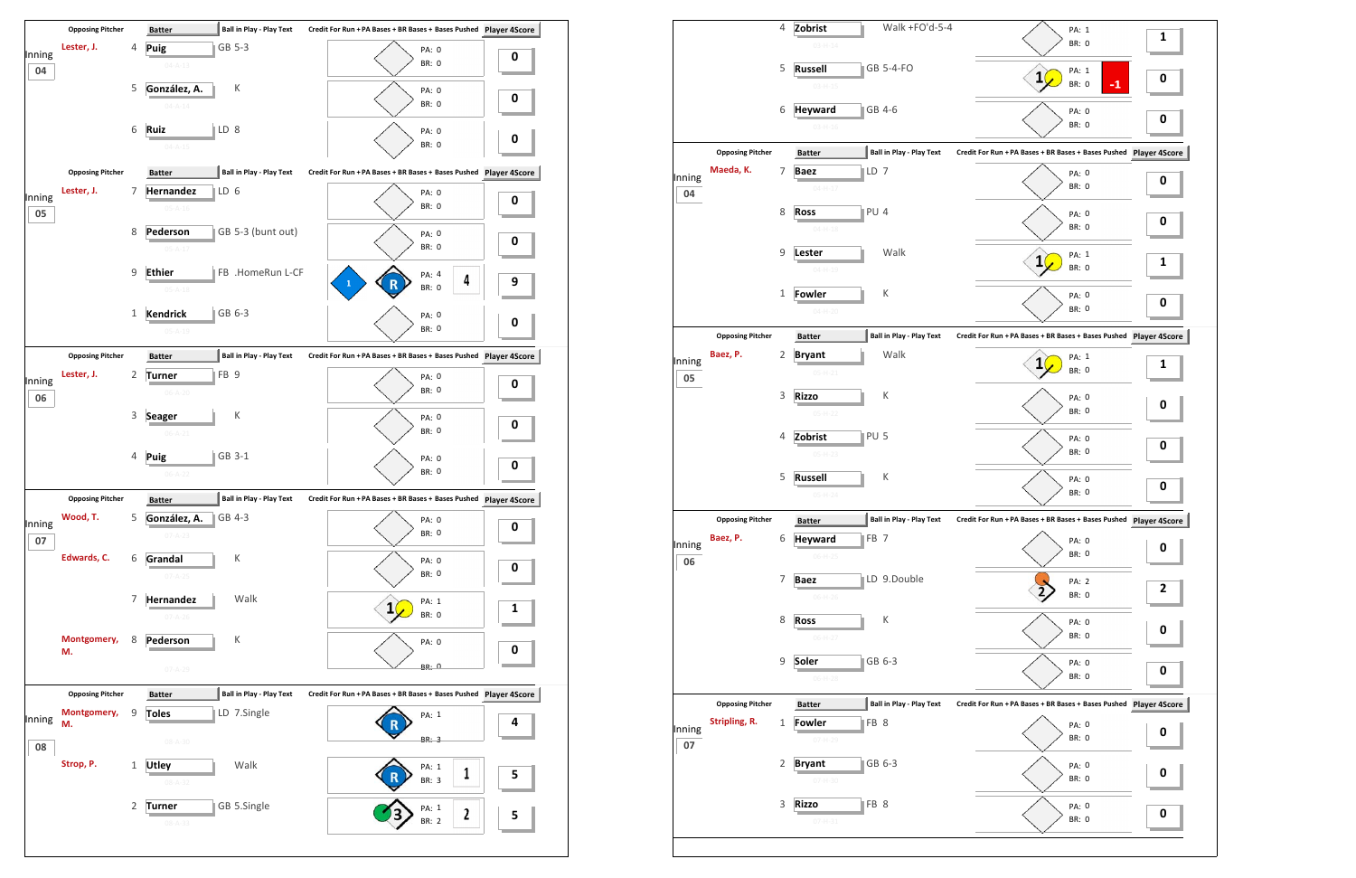| Inning | Opposing Pitcher | # | Batter | Ball in Play - Play Text | Credit For Run + PA Bases + BR Bases + Bases Pushed | Player 4Score |
|---|---|---|---|---|---|---|
| 04 | Lester, J. | 4 | Puig | GB 5-3 | PA: 0 BR: 0 | 0 |
| | | 5 | González, A. | K | PA: 0 BR: 0 | 0 |
| | | 6 | Ruiz | LD 8 | PA: 0 BR: 0 | 0 |
| 05 | Lester, J. | 7 | Hernandez | LD 6 | PA: 0 BR: 0 | 0 |
| | | 8 | Pederson | GB 5-3 (bunt out) | PA: 0 BR: 0 | 0 |
| | | 9 | Ethier | FB .HomeRun L-CF | 1 R PA: 4 BR: 0 4 | 9 |
| | | 1 | Kendrick | GB 6-3 | PA: 0 BR: 0 | 0 |
| 06 | Lester, J. | 2 | Turner | FB 9 | PA: 0 BR: 0 | 0 |
| | | 3 | Seager | K | PA: 0 BR: 0 | 0 |
| | | 4 | Puig | GB 3-1 | PA: 0 BR: 0 | 0 |
| 07 | Wood, T. | 5 | González, A. | GB 4-3 | PA: 0 BR: 0 | 0 |
| | Edwards, C. | 6 | Grandal | K | PA: 0 BR: 0 | 0 |
| | | 7 | Hernandez | Walk | 1 PA: 1 BR: 0 | 1 |
| | Montgomery, M. | 8 | Pederson | K | PA: 0 BR: 0 | 0 |
| 08 | Montgomery, M. | 9 | Toles | LD 7.Single | R PA: 1 BR: 3 | 4 |
| | Strop, P. | 1 | Utley | Walk | R PA: 1 BR: 3 1 | 5 |
| | | 2 | Turner | GB 5.Single | 3 PA: 1 BR: 2 2 | 5 |

| Inning | Opposing Pitcher | # | Batter | Ball in Play - Play Text | Credit For Run + PA Bases + BR Bases + Bases Pushed | Player 4Score |
|---|---|---|---|---|---|---|
| | | 4 | Zobrist | Walk +FO'd-5-4 | PA: 1 BR: 0 | 1 |
| | | 5 | Russell | GB 5-4-FO | 1 PA: 1 BR: 0 -1 | 0 |
| | | 6 | Heyward | GB 4-6 | PA: 0 BR: 0 | 0 |
| 04 | Maeda, K. | 7 | Baez | LD 7 | PA: 0 BR: 0 | 0 |
| | | 8 | Ross | PU 4 | PA: 0 BR: 0 | 0 |
| | | 9 | Lester | Walk | 1 PA: 1 BR: 0 | 1 |
| | | 1 | Fowler | K | PA: 0 BR: 0 | 0 |
| 05 | Baez, P. | 2 | Bryant | Walk | 1 PA: 1 BR: 0 | 1 |
| | | 3 | Rizzo | K | PA: 0 BR: 0 | 0 |
| | | 4 | Zobrist | PU 5 | PA: 0 BR: 0 | 0 |
| | | 5 | Russell | K | PA: 0 BR: 0 | 0 |
| 06 | Baez, P. | 6 | Heyward | FB 7 | PA: 0 BR: 0 | 0 |
| | | 7 | Baez | LD 9.Double | 2 PA: 2 BR: 0 | 2 |
| | | 8 | Ross | K | PA: 0 BR: 0 | 0 |
| | | 9 | Soler | GB 6-3 | PA: 0 BR: 0 | 0 |
| 07 | Stripling, R. | 1 | Fowler | FB 8 | PA: 0 BR: 0 | 0 |
| | | 2 | Bryant | GB 6-3 | PA: 0 BR: 0 | 0 |
| | | 3 | Rizzo | FB 8 | PA: 0 BR: 0 | 0 |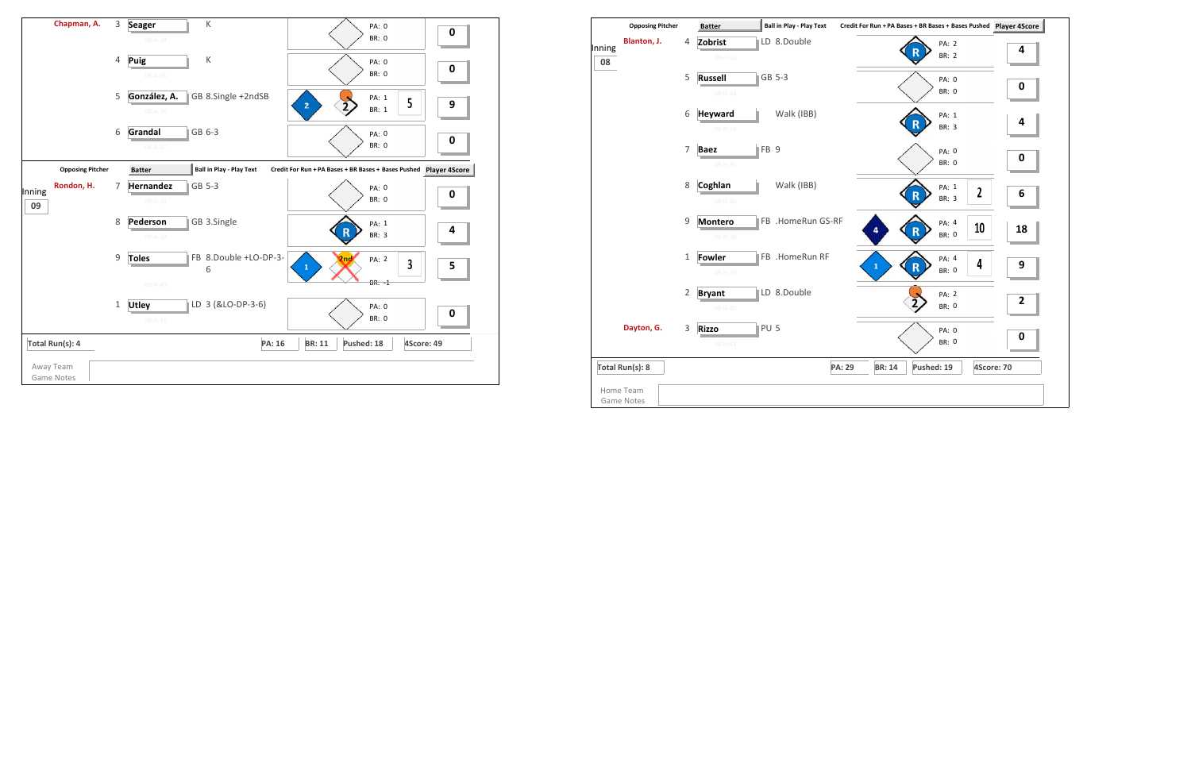## Away Team

| Opposing Pitcher | # | Batter | Ball in Play - Play Text | Credit For Run | PA | BR | Pushed | Player 4Score |
|---|---|---|---|---|---|---|---|---|
| Chapman, A. | 3 | Seager | K | | PA: 0 | BR: 0 | | 0 |
| | 4 | Puig | K | | PA: 0 | BR: 0 | | 0 |
| | 5 | González, A. | GB 8.Single +2ndSB | | PA: 1 | BR: 1 | 5 | 9 |
| | 6 | Grandal | GB 6-3 | | PA: 0 | BR: 0 | | 0 |

Inning 09

| Opposing Pitcher | # | Batter | Ball in Play - Play Text | Credit For Run + PA Bases + BR Bases + Bases Pushed | PA | BR | Pushed | Player 4Score |
|---|---|---|---|---|---|---|---|---|
| Rondon, H. | 7 | Hernandez | GB 5-3 | | PA: 0 | BR: 0 | | 0 |
| | 8 | Pederson | GB 3.Single | R | PA: 1 | BR: 3 | | 4 |
| | 9 | Toles | FB 8.Double +LO-DP-3-6 | | PA: 2 | BR: -1 | 3 | 5 |
| | 1 | Utley | LD 3 (&LO-DP-3-6) | | PA: 0 | BR: 0 | | 0 |

Total Run(s): 4 | PA: 16 | BR: 11 | Pushed: 18 | 4Score: 49

Away Team Game Notes

## Home Team

Inning 08

| Opposing Pitcher | # | Batter | Ball in Play - Play Text | Credit For Run + PA Bases + BR Bases + Bases Pushed | PA | BR | Pushed | Player 4Score |
|---|---|---|---|---|---|---|---|---|
| Blanton, J. | 4 | Zobrist | LD 8.Double | R | PA: 2 | BR: 2 | | 4 |
| | 5 | Russell | GB 5-3 | | PA: 0 | BR: 0 | | 0 |
| | 6 | Heyward | Walk (IBB) | R | PA: 1 | BR: 3 | | 4 |
| | 7 | Baez | FB 9 | | PA: 0 | BR: 0 | | 0 |
| | 8 | Coghlan | Walk (IBB) | R | PA: 1 | BR: 3 | 2 | 6 |
| | 9 | Montero | FB .HomeRun GS-RF | 4, R | PA: 4 | BR: 0 | 10 | 18 |
| | 1 | Fowler | FB .HomeRun RF | 1, R | PA: 4 | BR: 0 | 4 | 9 |
| | 2 | Bryant | LD 8.Double | | PA: 2 | BR: 0 | | 2 |
| Dayton, G. | 3 | Rizzo | PU 5 | | PA: 0 | BR: 0 | | 0 |

Total Run(s): 8 | PA: 29 | BR: 14 | Pushed: 19 | 4Score: 70

Home Team Game Notes